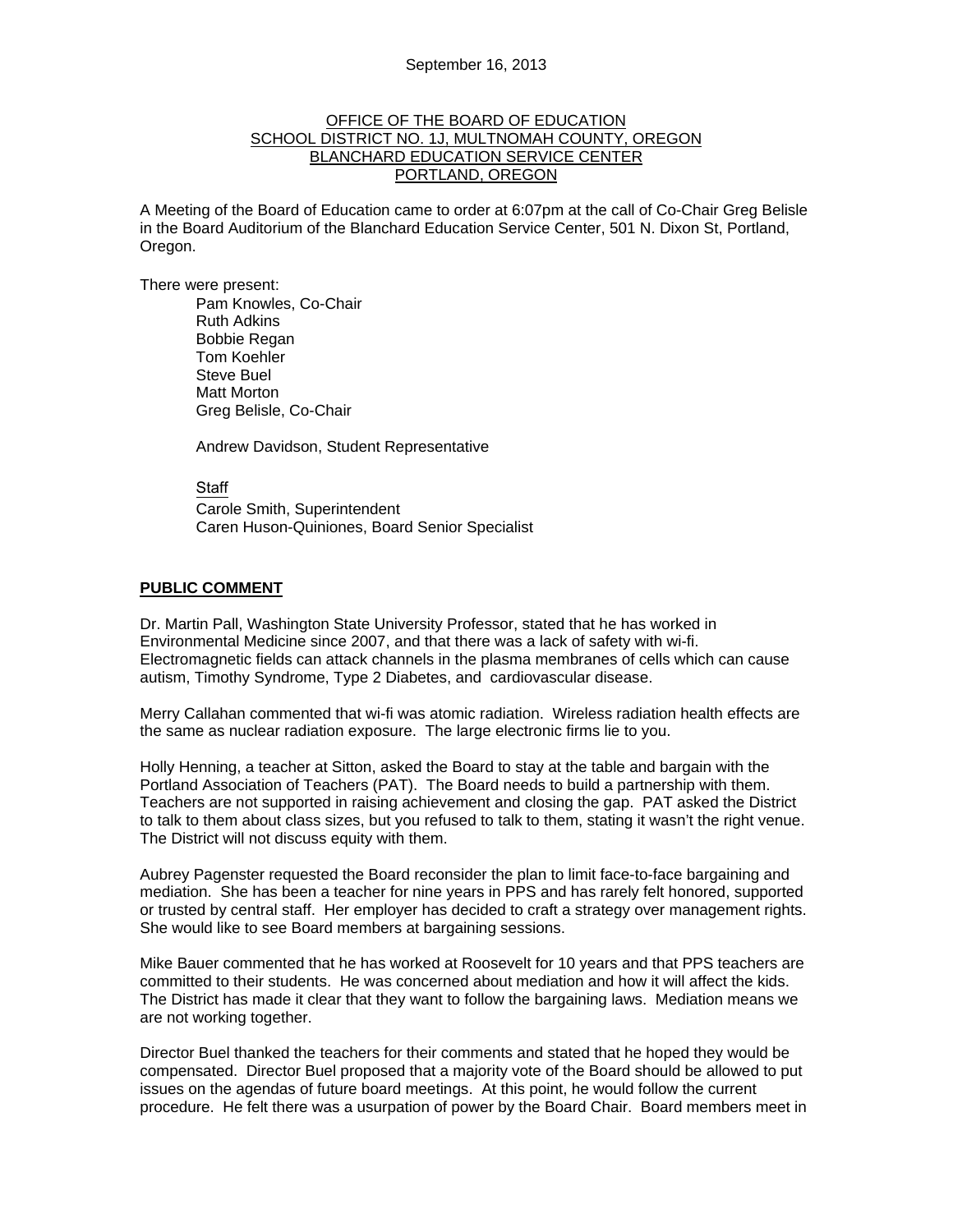September 16, 2013

OFFICE OF THE BOARD OF EDUCATION
SCHOOL DISTRICT NO. 1J, MULTNOMAH COUNTY, OREGON
BLANCHARD EDUCATION SERVICE CENTER
PORTLAND, OREGON

A Meeting of the Board of Education came to order at 6:07pm at the call of Co-Chair Greg Belisle in the Board Auditorium of the Blanchard Education Service Center, 501 N. Dixon St, Portland, Oregon.

There were present:

Pam Knowles, Co-Chair
Ruth Adkins
Bobbie Regan
Tom Koehler
Steve Buel
Matt Morton
Greg Belisle, Co-Chair

Andrew Davidson, Student Representative

Staff
Carole Smith, Superintendent
Caren Huson-Quiniones, Board Senior Specialist

**PUBLIC COMMENT**

Dr. Martin Pall, Washington State University Professor, stated that he has worked in Environmental Medicine since 2007, and that there was a lack of safety with wi-fi. Electromagnetic fields can attack channels in the plasma membranes of cells which can cause autism, Timothy Syndrome, Type 2 Diabetes, and cardiovascular disease.

Merry Callahan commented that wi-fi was atomic radiation. Wireless radiation health effects are the same as nuclear radiation exposure. The large electronic firms lie to you.

Holly Henning, a teacher at Sitton, asked the Board to stay at the table and bargain with the Portland Association of Teachers (PAT). The Board needs to build a partnership with them. Teachers are not supported in raising achievement and closing the gap. PAT asked the District to talk to them about class sizes, but you refused to talk to them, stating it wasn't the right venue. The District will not discuss equity with them.

Aubrey Pagenster requested the Board reconsider the plan to limit face-to-face bargaining and mediation. She has been a teacher for nine years in PPS and has rarely felt honored, supported or trusted by central staff. Her employer has decided to craft a strategy over management rights. She would like to see Board members at bargaining sessions.

Mike Bauer commented that he has worked at Roosevelt for 10 years and that PPS teachers are committed to their students. He was concerned about mediation and how it will affect the kids. The District has made it clear that they want to follow the bargaining laws. Mediation means we are not working together.

Director Buel thanked the teachers for their comments and stated that he hoped they would be compensated. Director Buel proposed that a majority vote of the Board should be allowed to put issues on the agendas of future board meetings. At this point, he would follow the current procedure. He felt there was a usurpation of power by the Board Chair. Board members meet in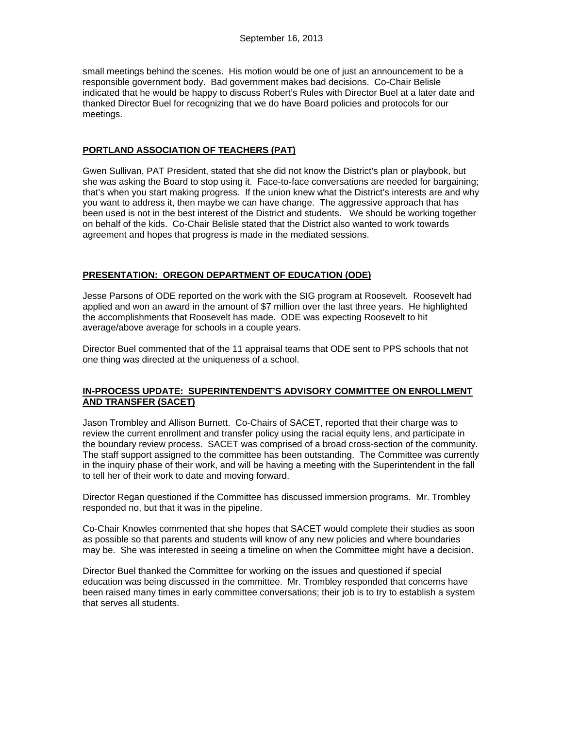small meetings behind the scenes. His motion would be one of just an announcement to be a responsible government body. Bad government makes bad decisions. Co-Chair Belisle indicated that he would be happy to discuss Robert's Rules with Director Buel at a later date and thanked Director Buel for recognizing that we do have Board policies and protocols for our meetings.

## PORTLAND ASSOCIATION OF TEACHERS (PAT)

Gwen Sullivan, PAT President, stated that she did not know the District's plan or playbook, but she was asking the Board to stop using it. Face-to-face conversations are needed for bargaining; that's when you start making progress. If the union knew what the District's interests are and why you want to address it, then maybe we can have change. The aggressive approach that has been used is not in the best interest of the District and students. We should be working together on behalf of the kids. Co-Chair Belisle stated that the District also wanted to work towards agreement and hopes that progress is made in the mediated sessions.

## PRESENTATION: OREGON DEPARTMENT OF EDUCATION (ODE)

Jesse Parsons of ODE reported on the work with the SIG program at Roosevelt. Roosevelt had applied and won an award in the amount of $7 million over the last three years. He highlighted the accomplishments that Roosevelt has made. ODE was expecting Roosevelt to hit average/above average for schools in a couple years.

Director Buel commented that of the 11 appraisal teams that ODE sent to PPS schools that not one thing was directed at the uniqueness of a school.

## IN-PROCESS UPDATE: SUPERINTENDENT'S ADVISORY COMMITTEE ON ENROLLMENT AND TRANSFER (SACET)

Jason Trombley and Allison Burnett. Co-Chairs of SACET, reported that their charge was to review the current enrollment and transfer policy using the racial equity lens, and participate in the boundary review process. SACET was comprised of a broad cross-section of the community. The staff support assigned to the committee has been outstanding. The Committee was currently in the inquiry phase of their work, and will be having a meeting with the Superintendent in the fall to tell her of their work to date and moving forward.

Director Regan questioned if the Committee has discussed immersion programs. Mr. Trombley responded no, but that it was in the pipeline.

Co-Chair Knowles commented that she hopes that SACET would complete their studies as soon as possible so that parents and students will know of any new policies and where boundaries may be. She was interested in seeing a timeline on when the Committee might have a decision.

Director Buel thanked the Committee for working on the issues and questioned if special education was being discussed in the committee. Mr. Trombley responded that concerns have been raised many times in early committee conversations; their job is to try to establish a system that serves all students.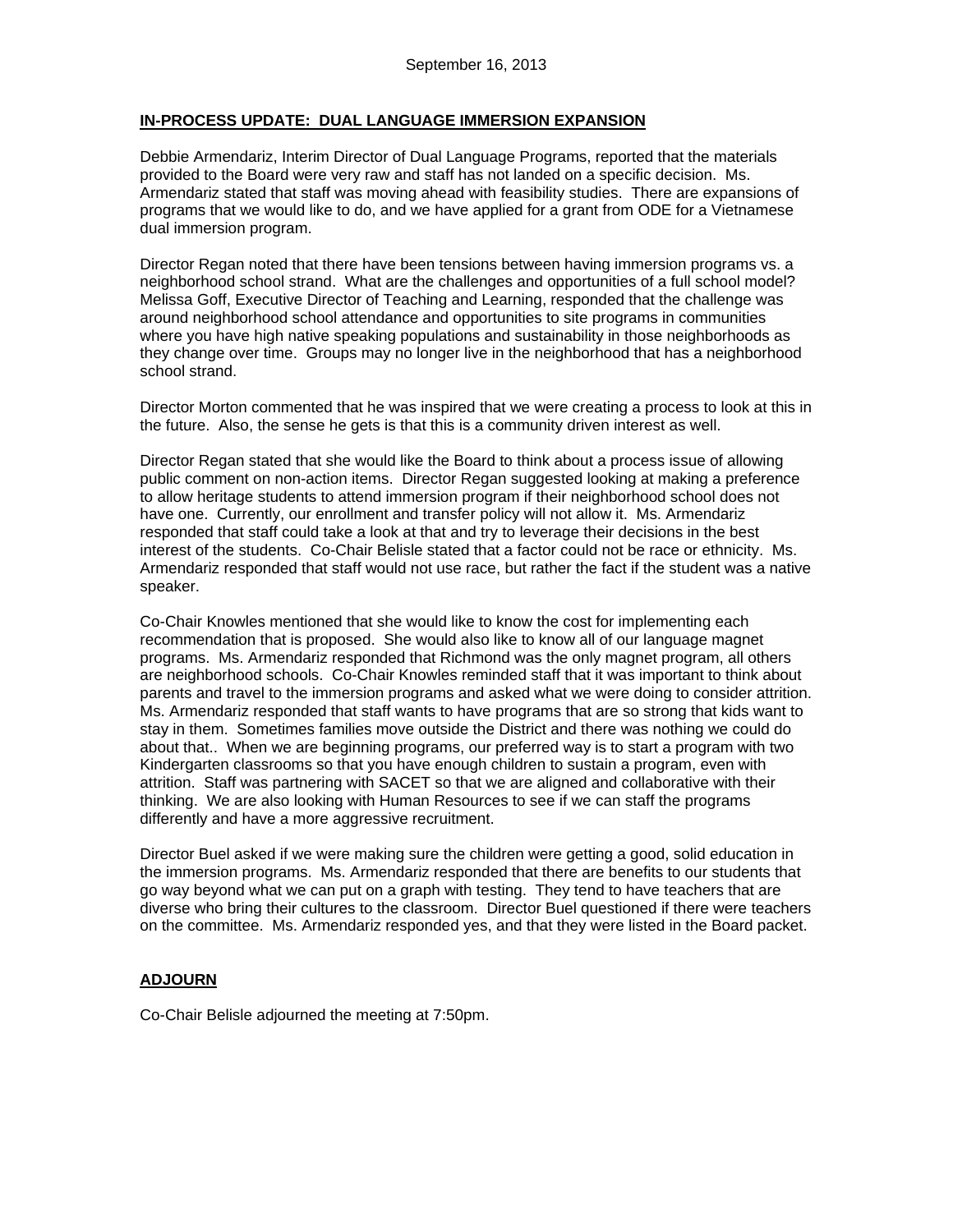September 16, 2013

**IN-PROCESS UPDATE: DUAL LANGUAGE IMMERSION EXPANSION**

Debbie Armendariz, Interim Director of Dual Language Programs, reported that the materials provided to the Board were very raw and staff has not landed on a specific decision. Ms. Armendariz stated that staff was moving ahead with feasibility studies. There are expansions of programs that we would like to do, and we have applied for a grant from ODE for a Vietnamese dual immersion program.

Director Regan noted that there have been tensions between having immersion programs vs. a neighborhood school strand. What are the challenges and opportunities of a full school model? Melissa Goff, Executive Director of Teaching and Learning, responded that the challenge was around neighborhood school attendance and opportunities to site programs in communities where you have high native speaking populations and sustainability in those neighborhoods as they change over time. Groups may no longer live in the neighborhood that has a neighborhood school strand.

Director Morton commented that he was inspired that we were creating a process to look at this in the future. Also, the sense he gets is that this is a community driven interest as well.

Director Regan stated that she would like the Board to think about a process issue of allowing public comment on non-action items. Director Regan suggested looking at making a preference to allow heritage students to attend immersion program if their neighborhood school does not have one. Currently, our enrollment and transfer policy will not allow it. Ms. Armendariz responded that staff could take a look at that and try to leverage their decisions in the best interest of the students. Co-Chair Belisle stated that a factor could not be race or ethnicity. Ms. Armendariz responded that staff would not use race, but rather the fact if the student was a native speaker.

Co-Chair Knowles mentioned that she would like to know the cost for implementing each recommendation that is proposed. She would also like to know all of our language magnet programs. Ms. Armendariz responded that Richmond was the only magnet program, all others are neighborhood schools. Co-Chair Knowles reminded staff that it was important to think about parents and travel to the immersion programs and asked what we were doing to consider attrition. Ms. Armendariz responded that staff wants to have programs that are so strong that kids want to stay in them. Sometimes families move outside the District and there was nothing we could do about that.. When we are beginning programs, our preferred way is to start a program with two Kindergarten classrooms so that you have enough children to sustain a program, even with attrition. Staff was partnering with SACET so that we are aligned and collaborative with their thinking. We are also looking with Human Resources to see if we can staff the programs differently and have a more aggressive recruitment.

Director Buel asked if we were making sure the children were getting a good, solid education in the immersion programs. Ms. Armendariz responded that there are benefits to our students that go way beyond what we can put on a graph with testing. They tend to have teachers that are diverse who bring their cultures to the classroom. Director Buel questioned if there were teachers on the committee. Ms. Armendariz responded yes, and that they were listed in the Board packet.

**ADJOURN**

Co-Chair Belisle adjourned the meeting at 7:50pm.